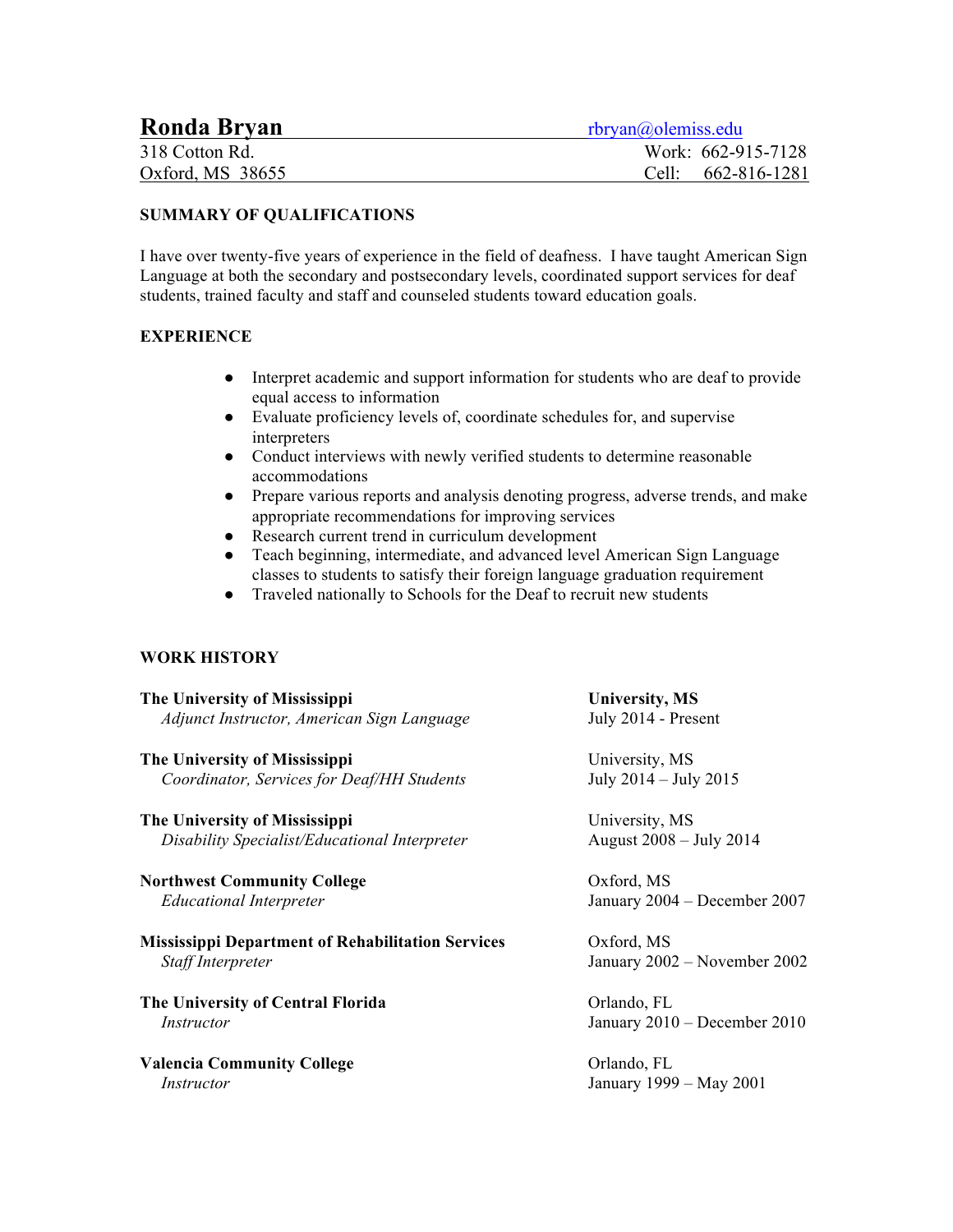# Ronda Bryan

rbryan@olemiss.edu

318 Cotton Rd.
Oxford, MS 38655

Work: 662-915-7128
Cell: 662-816-1281

### SUMMARY OF QUALIFICATIONS

I have over twenty-five years of experience in the field of deafness. I have taught American Sign Language at both the secondary and postsecondary levels, coordinated support services for deaf students, trained faculty and staff and counseled students toward education goals.

### EXPERIENCE

- Interpret academic and support information for students who are deaf to provide equal access to information
- Evaluate proficiency levels of, coordinate schedules for, and supervise interpreters
- Conduct interviews with newly verified students to determine reasonable accommodations
- Prepare various reports and analysis denoting progress, adverse trends, and make appropriate recommendations for improving services
- Research current trend in curriculum development
- Teach beginning, intermediate, and advanced level American Sign Language classes to students to satisfy their foreign language graduation requirement
- Traveled nationally to Schools for the Deaf to recruit new students

### WORK HISTORY

**The University of Mississippi** — **University, MS**
*Adjunct Instructor, American Sign Language* — July 2014 - Present

**The University of Mississippi** — University, MS
*Coordinator, Services for Deaf/HH Students* — July 2014 – July 2015

**The University of Mississippi** — University, MS
*Disability Specialist/Educational Interpreter* — August 2008 – July 2014

**Northwest Community College** — Oxford, MS
*Educational Interpreter* — January 2004 – December 2007

**Mississippi Department of Rehabilitation Services** — Oxford, MS
*Staff Interpreter* — January 2002 – November 2002

**The University of Central Florida** — Orlando, FL
*Instructor* — January 2010 – December 2010

**Valencia Community College** — Orlando, FL
*Instructor* — January 1999 – May 2001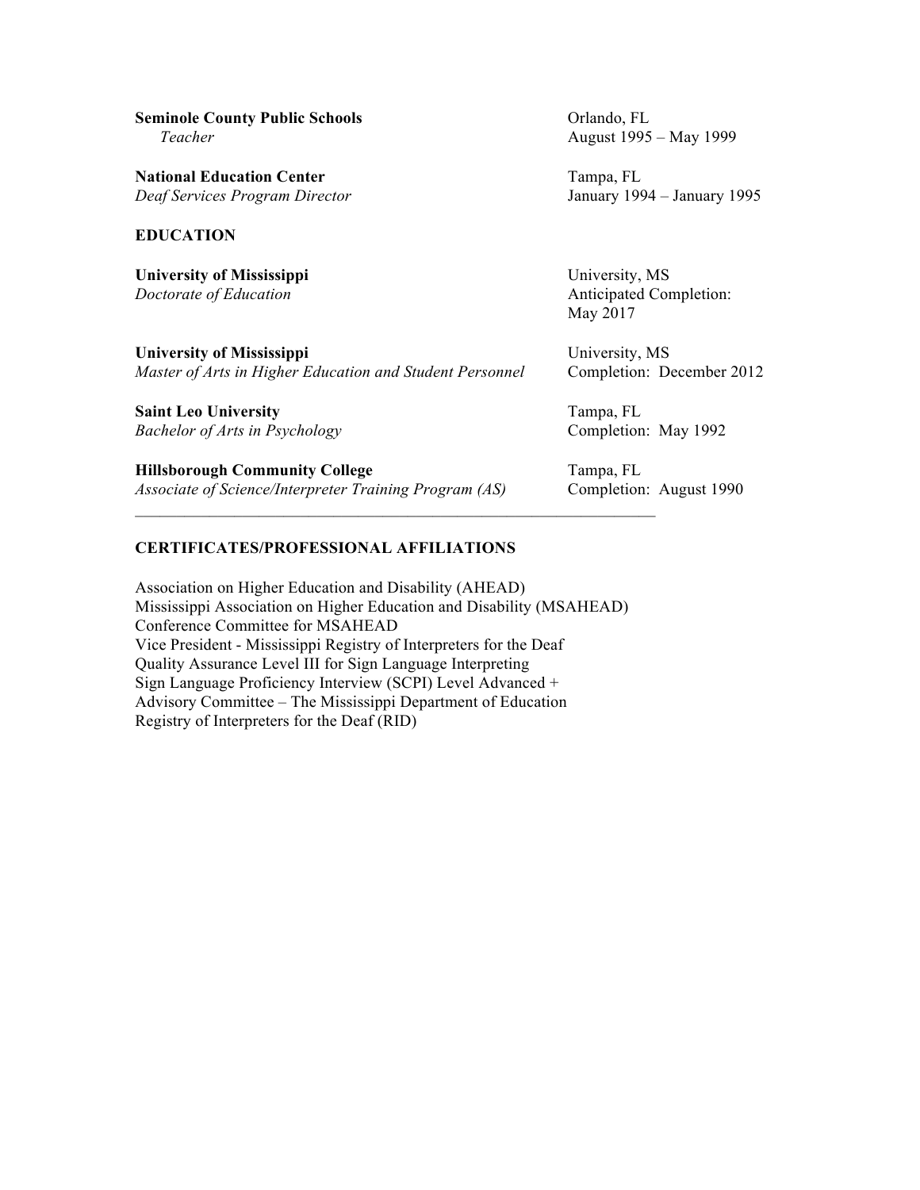**Seminole County Public Schools** Orlando, FL
*Teacher* August 1995 – May 1999

**National Education Center** Tampa, FL
*Deaf Services Program Director* January 1994 – January 1995

## EDUCATION

**University of Mississippi** University, MS
*Doctorate of Education* Anticipated Completion: May 2017

**University of Mississippi** University, MS
*Master of Arts in Higher Education and Student Personnel* Completion: December 2012

**Saint Leo University** Tampa, FL
*Bachelor of Arts in Psychology* Completion: May 1992

**Hillsborough Community College** Tampa, FL
*Associate of Science/Interpreter Training Program (AS)* Completion: August 1990

---

## CERTIFICATES/PROFESSIONAL AFFILIATIONS

Association on Higher Education and Disability (AHEAD)
Mississippi Association on Higher Education and Disability (MSAHEAD)
Conference Committee for MSAHEAD
Vice President - Mississippi Registry of Interpreters for the Deaf
Quality Assurance Level III for Sign Language Interpreting
Sign Language Proficiency Interview (SCPI) Level Advanced +
Advisory Committee – The Mississippi Department of Education
Registry of Interpreters for the Deaf (RID)